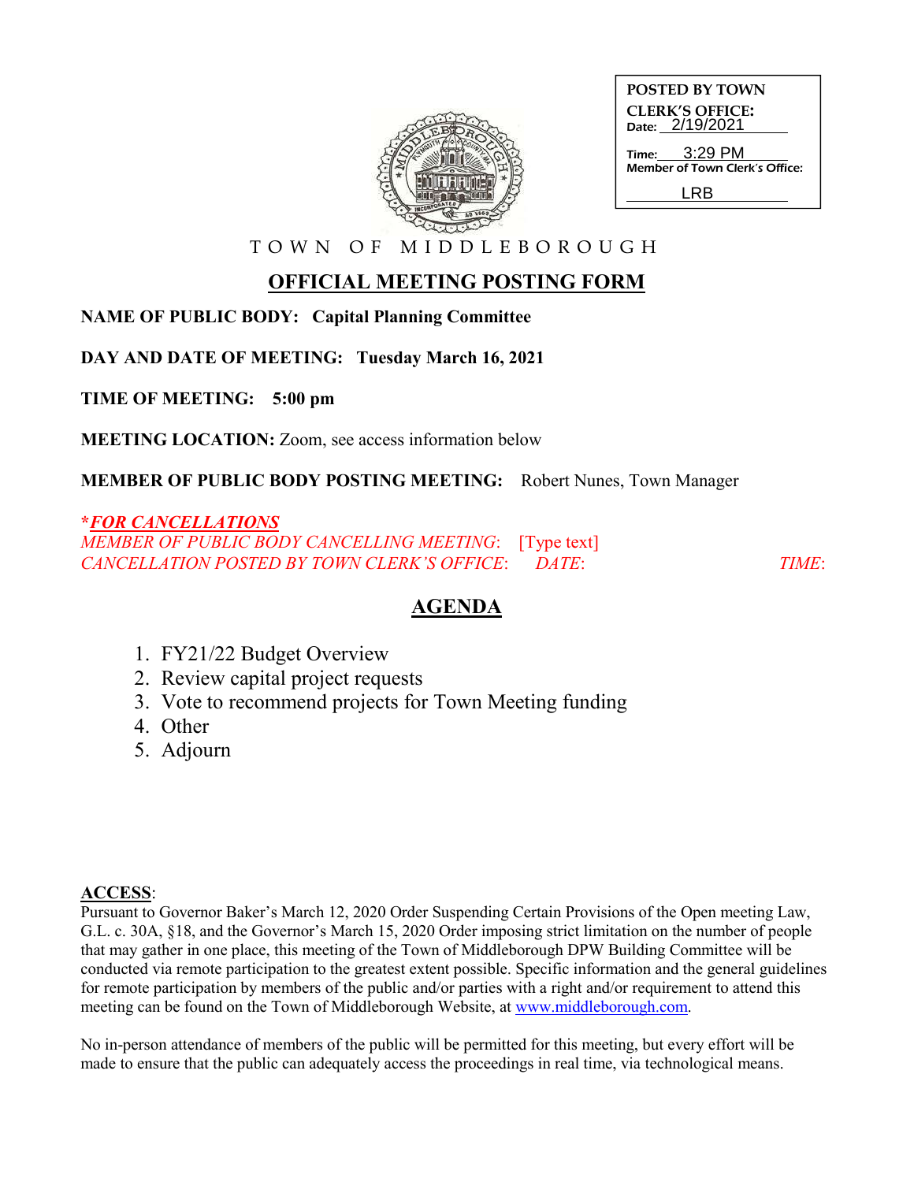**POSTED BY TOWN CLERK'S OFFICE:**
Date: 2/19/2021
Time: 3:29 PM
Member of Town Clerk's Office: LRB

# TOWN OF MIDDLEBOROUGH

## OFFICIAL MEETING POSTING FORM

**NAME OF PUBLIC BODY: Capital Planning Committee**

**DAY AND DATE OF MEETING: Tuesday March 16, 2021**

**TIME OF MEETING: 5:00 pm**

**MEETING LOCATION:** Zoom, see access information below

**MEMBER OF PUBLIC BODY POSTING MEETING:** Robert Nunes, Town Manager

***FOR CANCELLATIONS***
*MEMBER OF PUBLIC BODY CANCELLING MEETING*: [Type text]
*CANCELLATION POSTED BY TOWN CLERK'S OFFICE*: *DATE*: *TIME*:

## AGENDA

1. FY21/22 Budget Overview
2. Review capital project requests
3. Vote to recommend projects for Town Meeting funding
4. Other
5. Adjourn

**ACCESS**:
Pursuant to Governor Baker's March 12, 2020 Order Suspending Certain Provisions of the Open meeting Law, G.L. c. 30A, §18, and the Governor's March 15, 2020 Order imposing strict limitation on the number of people that may gather in one place, this meeting of the Town of Middleborough DPW Building Committee will be conducted via remote participation to the greatest extent possible. Specific information and the general guidelines for remote participation by members of the public and/or parties with a right and/or requirement to attend this meeting can be found on the Town of Middleborough Website, at www.middleborough.com.

No in-person attendance of members of the public will be permitted for this meeting, but every effort will be made to ensure that the public can adequately access the proceedings in real time, via technological means.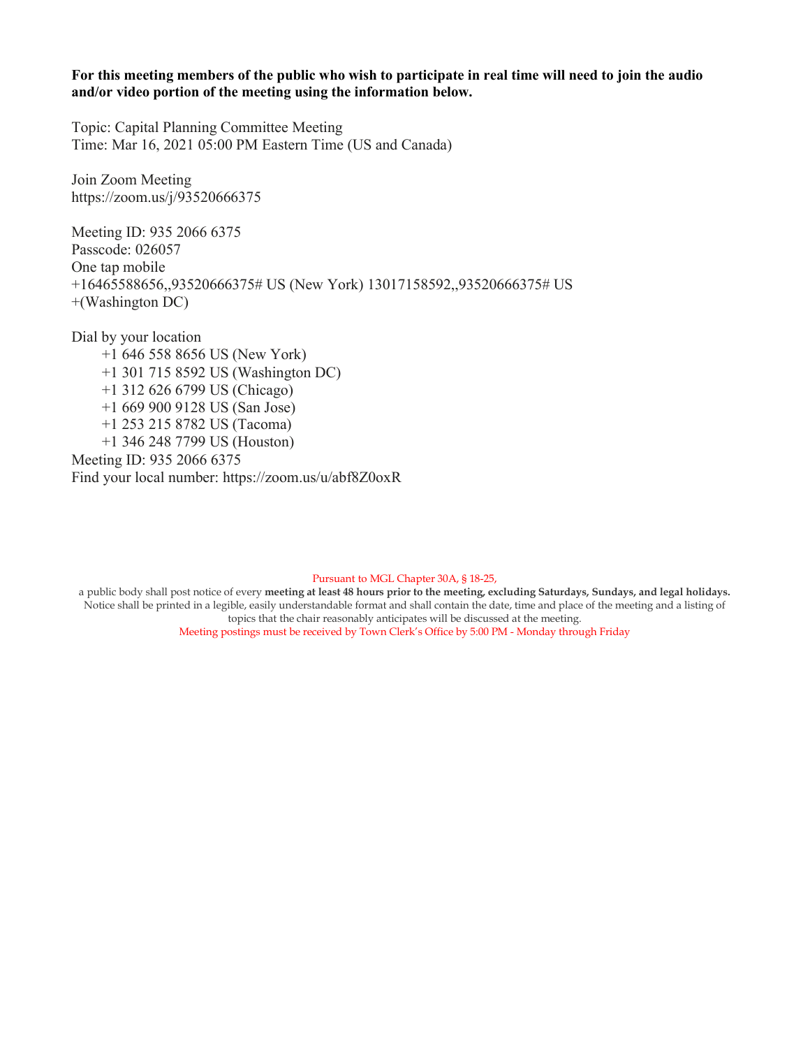**For this meeting members of the public who wish to participate in real time will need to join the audio and/or video portion of the meeting using the information below.**

Topic: Capital Planning Committee Meeting
Time: Mar 16, 2021 05:00 PM Eastern Time (US and Canada)

Join Zoom Meeting
https://zoom.us/j/93520666375

Meeting ID: 935 2066 6375
Passcode: 026057
One tap mobile
+16465588656,,93520666375# US (New York) 13017158592,,93520666375# US
+(Washington DC)

Dial by your location
+1 646 558 8656 US (New York)
+1 301 715 8592 US (Washington DC)
+1 312 626 6799 US (Chicago)
+1 669 900 9128 US (San Jose)
+1 253 215 8782 US (Tacoma)
+1 346 248 7799 US (Houston)
Meeting ID: 935 2066 6375
Find your local number: https://zoom.us/u/abf8Z0oxR

Pursuant to MGL Chapter 30A, § 18-25,
a public body shall post notice of every **meeting at least 48 hours prior to the meeting, excluding Saturdays, Sundays, and legal holidays.** Notice shall be printed in a legible, easily understandable format and shall contain the date, time and place of the meeting and a listing of topics that the chair reasonably anticipates will be discussed at the meeting.
Meeting postings must be received by Town Clerk's Office by 5:00 PM - Monday through Friday